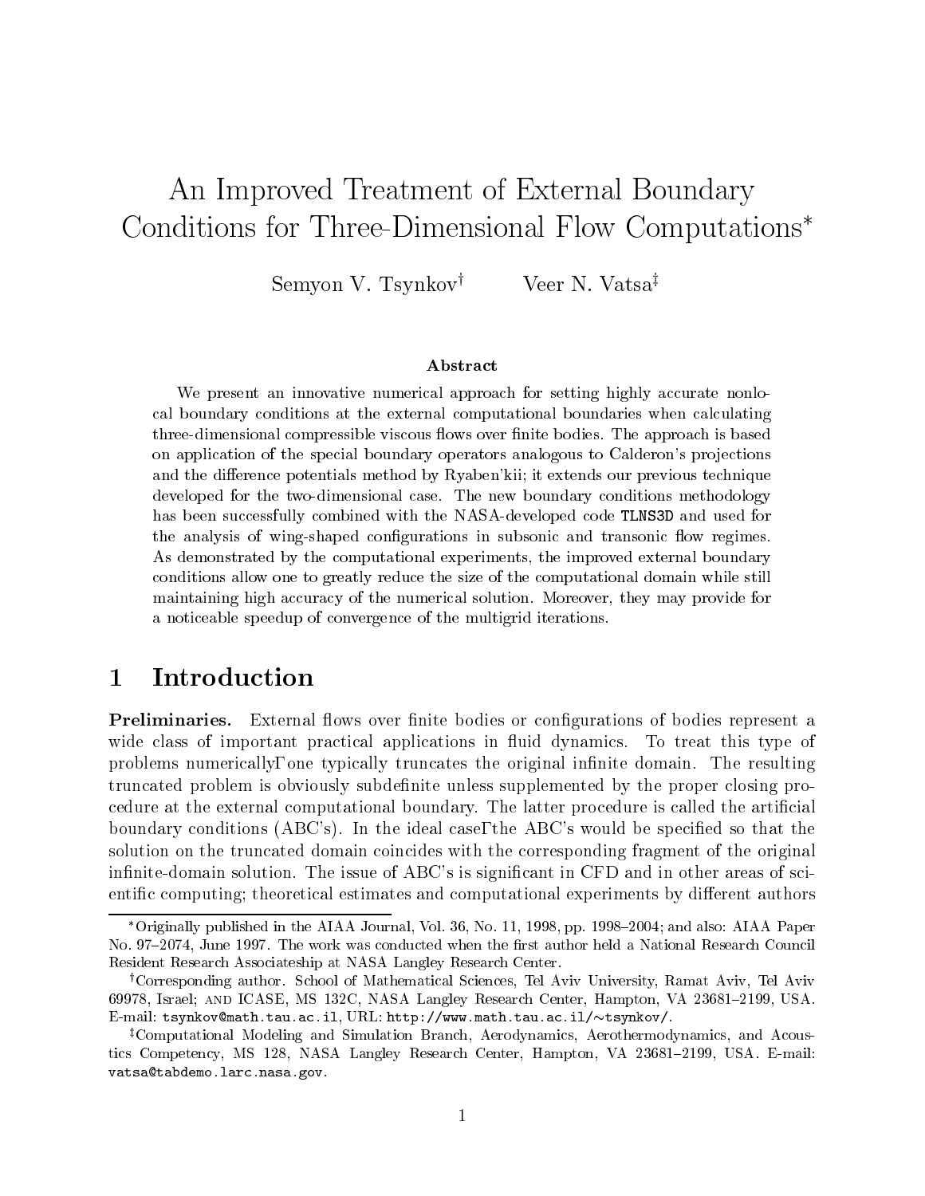# An Improved Treatment of External Boundary Conditions for Three-Dimensional Flow Computations*

Semyon V. Tsynkov[†] Veer N. Vatsa[‡]

### Abstract

We present an innovative numerical approach for setting highly accurate nonlocal boundary conditions at the external computational boundaries when calculating three-dimensional compressible viscous flows over finite bodies. The approach is based on application of the special boundary operators analogous to Calderon's projections and the difference potentials method by Ryaben'kii; it extends our previous technique developed for the two-dimensional case. The new boundary conditions methodology has been successfully combined with the NASA-developed code `TLNS3D` and used for the analysis of wing-shaped configurations in subsonic and transonic flow regimes. As demonstrated by the computational experiments, the improved external boundary conditions allow one to greatly reduce the size of the computational domain while still maintaining high accuracy of the numerical solution. Moreover, they may provide for a noticeable speedup of convergence of the multigrid iterations.

## 1 Introduction

**Preliminaries.** External flows over finite bodies or configurations of bodies represent a wide class of important practical applications in fluid dynamics. To treat this type of problems numerically, one typically truncates the original infinite domain. The resulting truncated problem is obviously subdefinite unless supplemented by the proper closing procedure at the external computational boundary. The latter procedure is called the artificial boundary conditions (ABC's). In the ideal case, the ABC's would be specified so that the solution on the truncated domain coincides with the corresponding fragment of the original infinite-domain solution. The issue of ABC's is significant in CFD and in other areas of scientific computing; theoretical estimates and computational experiments by different authors

---

*Originally published in the AIAA Journal, Vol. 36, No. 11, 1998, pp. 1998–2004; and also: AIAA Paper No. 97–2074, June 1997. The work was conducted when the first author held a National Research Council Resident Research Associateship at NASA Langley Research Center.

[†]Corresponding author. School of Mathematical Sciences, Tel Aviv University, Ramat Aviv, Tel Aviv 69978, Israel; AND ICASE, MS 132C, NASA Langley Research Center, Hampton, VA 23681–2199, USA. E-mail: `tsynkov@math.tau.ac.il`, URL: `http://www.math.tau.ac.il/~tsynkov/`.

[‡]Computational Modeling and Simulation Branch, Aerodynamics, Aerothermodynamics, and Acoustics Competency, MS 128, NASA Langley Research Center, Hampton, VA 23681–2199, USA. E-mail: `vatsa@tabdemo.larc.nasa.gov`.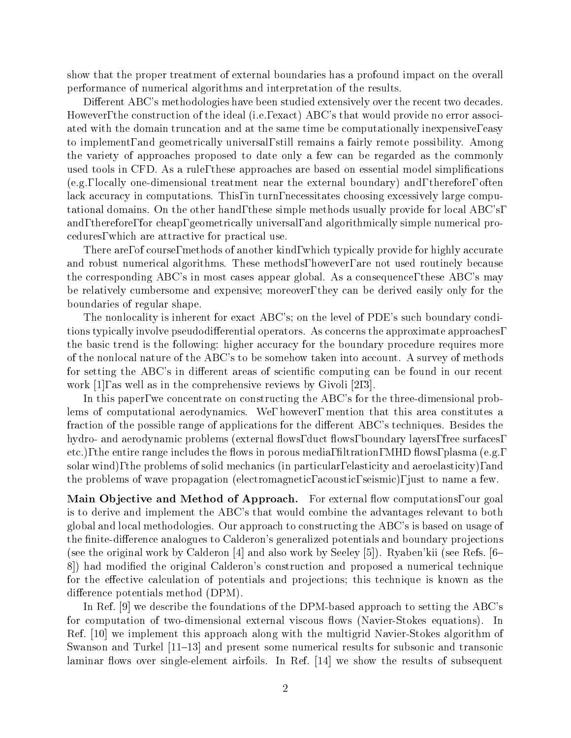show that the proper treatment of external boundaries has a profound impact on the overall performance of numerical algorithms and interpretation of the results.

Different ABC's methodologies have been studied extensively over the recent two decades. However, the construction of the ideal (i.e., exact) ABC's that would provide no error associated with the domain truncation and at the same time be computationally inexpensive, easy to implement, and geometrically universal, still remains a fairly remote possibility. Among the variety of approaches proposed to date only a few can be regarded as the commonly used tools in CFD. As a rule, these approaches are based on essential model simplifications (e.g., locally one-dimensional treatment near the external boundary) and, therefore, often lack accuracy in computations. This, in turn, necessitates choosing excessively large computational domains. On the other hand, these simple methods usually provide for local ABC's, and, therefore, for cheap, geometrically universal, and algorithmically simple numerical procedures, which are attractive for practical use.

There are, of course, methods of another kind, which typically provide for highly accurate and robust numerical algorithms. These methods, however, are not used routinely because the corresponding ABC's in most cases appear global. As a consequence, these ABC's may be relatively cumbersome and expensive; moreover, they can be derived easily only for the boundaries of regular shape.

The nonlocality is inherent for exact ABC's; on the level of PDE's such boundary conditions typically involve pseudodifferential operators. As concerns the approximate approaches, the basic trend is the following: higher accuracy for the boundary procedure requires more of the nonlocal nature of the ABC's to be somehow taken into account. A survey of methods for setting the ABC's in different areas of scientific computing can be found in our recent work [1], as well as in the comprehensive reviews by Givoli [2,3].

In this paper, we concentrate on constructing the ABC's for the three-dimensional problems of computational aerodynamics. We, however, mention that this area constitutes a fraction of the possible range of applications for the different ABC's techniques. Besides the hydro- and aerodynamic problems (external flows, duct flows, boundary layers, free surfaces, etc.), the entire range includes the flows in porous media, filtration, MHD flows, plasma (e.g., solar wind), the problems of solid mechanics (in particular, elasticity and aeroelasticity), and the problems of wave propagation (electromagnetic, acoustic, seismic), just to name a few.

**Main Objective and Method of Approach.** For external flow computations, our goal is to derive and implement the ABC's that would combine the advantages relevant to both global and local methodologies. Our approach to constructing the ABC's is based on usage of the finite-difference analogues to Calderon's generalized potentials and boundary projections (see the original work by Calderon [4] and also work by Seeley [5]). Ryaben'kii (see Refs. [6–8]) had modified the original Calderon's construction and proposed a numerical technique for the effective calculation of potentials and projections; this technique is known as the difference potentials method (DPM).

In Ref. [9] we describe the foundations of the DPM-based approach to setting the ABC's for computation of two-dimensional external viscous flows (Navier-Stokes equations). In Ref. [10] we implement this approach along with the multigrid Navier-Stokes algorithm of Swanson and Turkel [11–13] and present some numerical results for subsonic and transonic laminar flows over single-element airfoils. In Ref. [14] we show the results of subsequent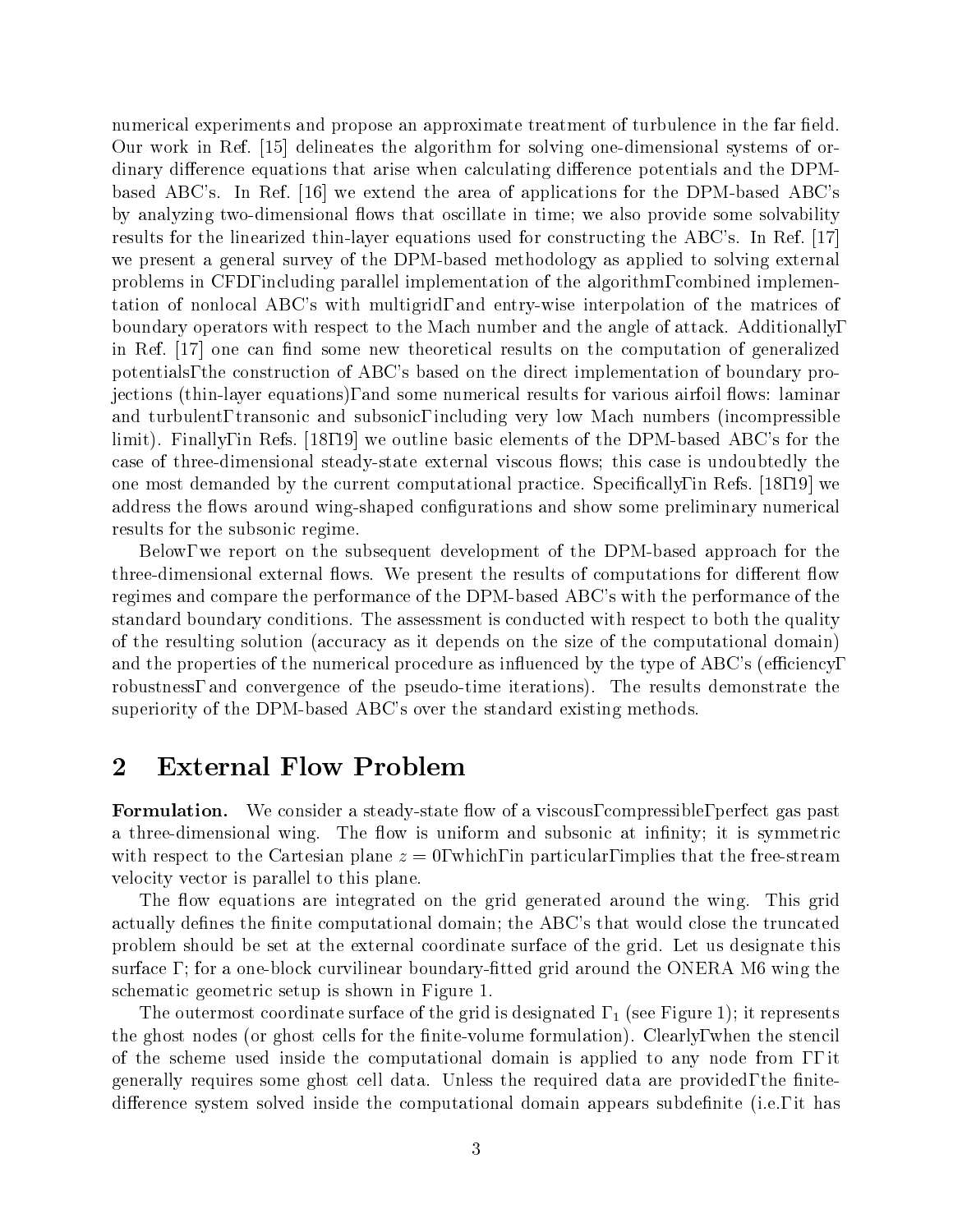numerical experiments and propose an approximate treatment of turbulence in the far field. Our work in Ref. [15] delineates the algorithm for solving one-dimensional systems of ordinary difference equations that arise when calculating difference potentials and the DPM-based ABC's. In Ref. [16] we extend the area of applications for the DPM-based ABC's by analyzing two-dimensional flows that oscillate in time; we also provide some solvability results for the linearized thin-layer equations used for constructing the ABC's. In Ref. [17] we present a general survey of the DPM-based methodology as applied to solving external problems in CFD, including parallel implementation of the algorithm, combined implementation of nonlocal ABC's with multigrid, and entry-wise interpolation of the matrices of boundary operators with respect to the Mach number and the angle of attack. Additionally, in Ref. [17] one can find some new theoretical results on the computation of generalized potentials, the construction of ABC's based on the direct implementation of boundary projections (thin-layer equations), and some numerical results for various airfoil flows: laminar and turbulent, transonic and subsonic, including very low Mach numbers (incompressible limit). Finally, in Refs. [18, 19] we outline basic elements of the DPM-based ABC's for the case of three-dimensional steady-state external viscous flows; this case is undoubtedly the one most demanded by the current computational practice. Specifically, in Refs. [18, 19] we address the flows around wing-shaped configurations and show some preliminary numerical results for the subsonic regime.

Below, we report on the subsequent development of the DPM-based approach for the three-dimensional external flows. We present the results of computations for different flow regimes and compare the performance of the DPM-based ABC's with the performance of the standard boundary conditions. The assessment is conducted with respect to both the quality of the resulting solution (accuracy as it depends on the size of the computational domain) and the properties of the numerical procedure as influenced by the type of ABC's (efficiency, robustness, and convergence of the pseudo-time iterations). The results demonstrate the superiority of the DPM-based ABC's over the standard existing methods.

## 2 External Flow Problem

**Formulation.** We consider a steady-state flow of a viscous, compressible, perfect gas past a three-dimensional wing. The flow is uniform and subsonic at infinity; it is symmetric with respect to the Cartesian plane $z = 0$, which, in particular, implies that the free-stream velocity vector is parallel to this plane.

The flow equations are integrated on the grid generated around the wing. This grid actually defines the finite computational domain; the ABC's that would close the truncated problem should be set at the external coordinate surface of the grid. Let us designate this surface $\Gamma$; for a one-block curvilinear boundary-fitted grid around the ONERA M6 wing the schematic geometric setup is shown in Figure 1.

The outermost coordinate surface of the grid is designated $\Gamma_1$ (see Figure 1); it represents the ghost nodes (or ghost cells for the finite-volume formulation). Clearly, when the stencil of the scheme used inside the computational domain is applied to any node from $\Gamma$, it generally requires some ghost cell data. Unless the required data are provided, the finite-difference system solved inside the computational domain appears subdefinite (i.e., it has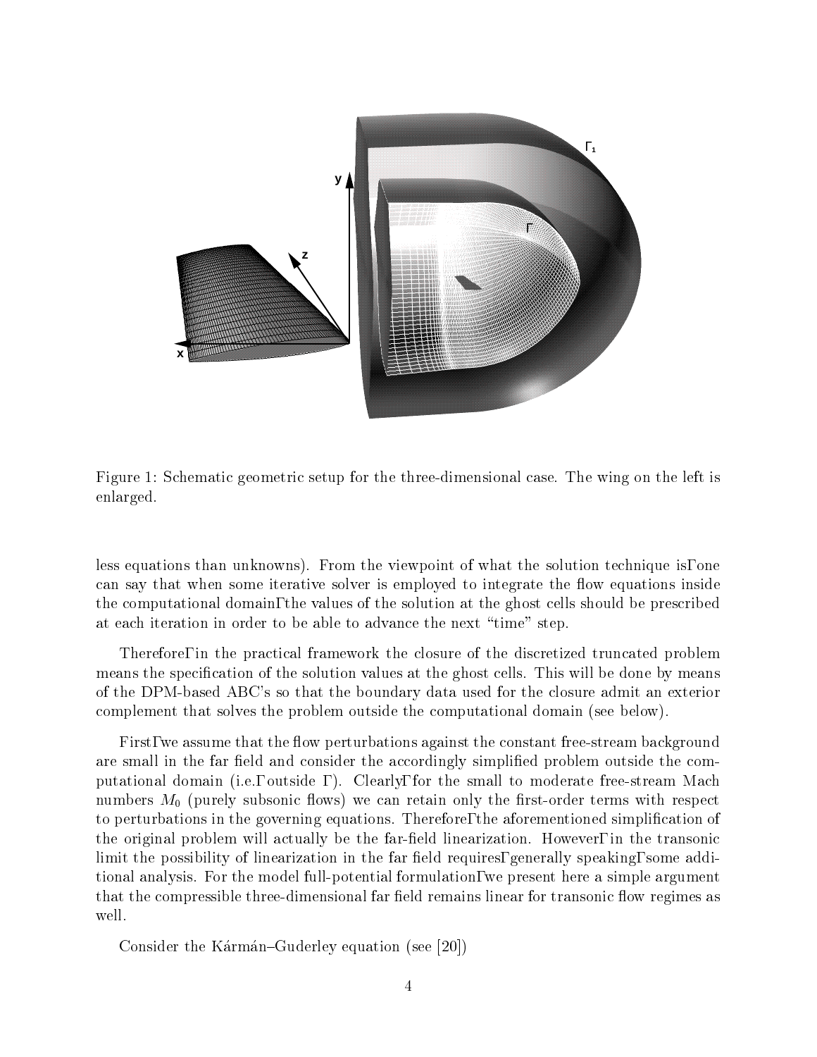Figure 1: Schematic geometric setup for the three-dimensional case. The wing on the left is enlarged.

less equations than unknowns). From the viewpoint of what the solution technique is, one can say that when some iterative solver is employed to integrate the flow equations inside the computational domain, the values of the solution at the ghost cells should be prescribed at each iteration in order to be able to advance the next "time" step.

Therefore, in the practical framework the closure of the discretized truncated problem means the specification of the solution values at the ghost cells. This will be done by means of the DPM-based ABC's so that the boundary data used for the closure admit an exterior complement that solves the problem outside the computational domain (see below).

First, we assume that the flow perturbations against the constant free-stream background are small in the far field and consider the accordingly simplified problem outside the computational domain (i.e., outside $\Gamma$). Clearly, for the small to moderate free-stream Mach numbers $M_0$ (purely subsonic flows) we can retain only the first-order terms with respect to perturbations in the governing equations. Therefore, the aforementioned simplification of the original problem will actually be the far-field linearization. However, in the transonic limit the possibility of linearization in the far field requires, generally speaking, some additional analysis. For the model full-potential formulation, we present here a simple argument that the compressible three-dimensional far field remains linear for transonic flow regimes as well.

Consider the Kármán–Guderley equation (see [20])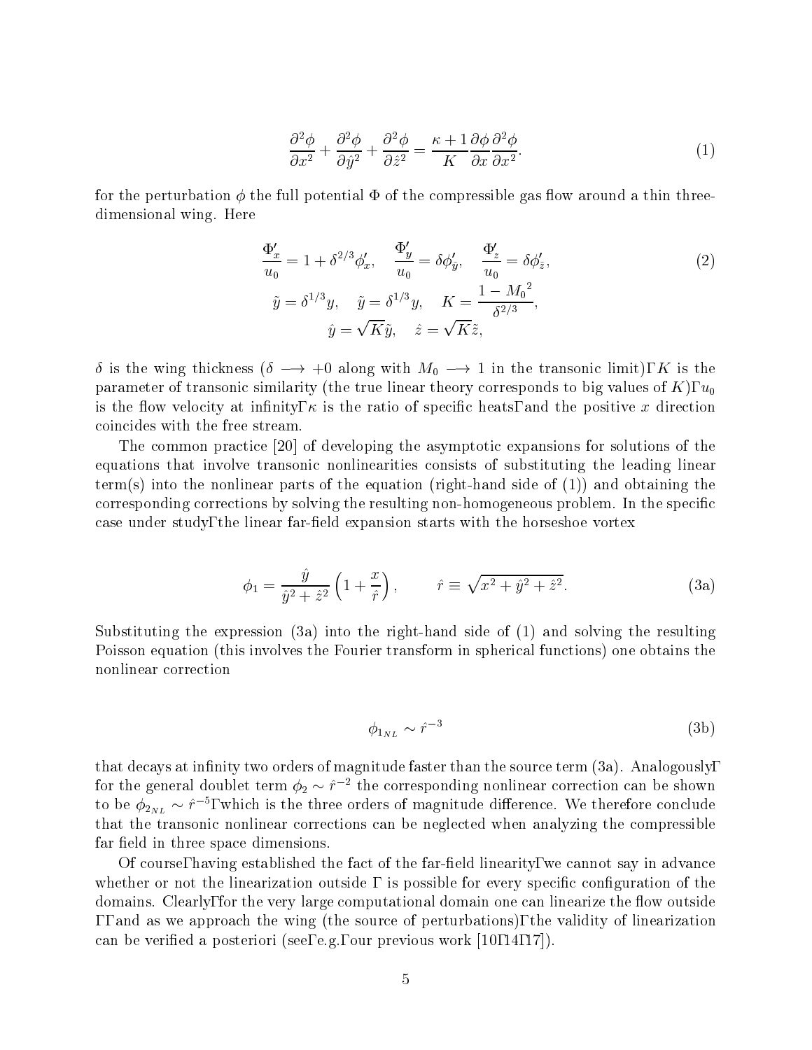$$\frac{\partial^2 \phi}{\partial x^2} + \frac{\partial^2 \phi}{\partial \hat{y}^2} + \frac{\partial^2 \phi}{\partial \hat{z}^2} = \frac{\kappa + 1}{K} \frac{\partial \phi}{\partial x} \frac{\partial^2 \phi}{\partial x^2}. \tag{1}$$

for the perturbation $\phi$ the full potential $\Phi$ of the compressible gas flow around a thin three-dimensional wing. Here

$$\frac{\Phi'_x}{u_0} = 1 + \delta^{2/3} \phi'_x, \quad \frac{\Phi'_y}{u_0} = \delta \phi'_{\tilde{y}}, \quad \frac{\Phi'_z}{u_0} = \delta \phi'_{\tilde{z}}, \tag{2}$$
$$\tilde{y} = \delta^{1/3} y, \quad \tilde{y} = \delta^{1/3} y, \quad K = \frac{1 - {M_0}^2}{\delta^{2/3}},$$
$$\hat{y} = \sqrt{K} \tilde{y}, \quad \hat{z} = \sqrt{K} \tilde{z},$$

$\delta$ is the wing thickness ($\delta \longrightarrow +0$ along with $M_0 \longrightarrow 1$ in the transonic limit), $K$ is the parameter of transonic similarity (the true linear theory corresponds to big values of $K$), $u_0$ is the flow velocity at infinity, $\kappa$ is the ratio of specific heats, and the positive $x$ direction coincides with the free stream.

The common practice [20] of developing the asymptotic expansions for solutions of the equations that involve transonic nonlinearities consists of substituting the leading linear term(s) into the nonlinear parts of the equation (right-hand side of (1)) and obtaining the corresponding corrections by solving the resulting non-homogeneous problem. In the specific case under study, the linear far-field expansion starts with the horseshoe vortex

$$\phi_1 = \frac{\hat{y}}{\hat{y}^2 + \hat{z}^2} \left( 1 + \frac{x}{\hat{r}} \right), \qquad \hat{r} \equiv \sqrt{x^2 + \hat{y}^2 + \hat{z}^2}. \tag{3a}$$

Substituting the expression (3a) into the right-hand side of (1) and solving the resulting Poisson equation (this involves the Fourier transform in spherical functions) one obtains the nonlinear correction

$$\phi_{1_{NL}} \sim \hat{r}^{-3} \tag{3b}$$

that decays at infinity two orders of magnitude faster than the source term (3a). Analogously, for the general doublet term $\phi_2 \sim \hat{r}^{-2}$ the corresponding nonlinear correction can be shown to be $\phi_{2_{NL}} \sim \hat{r}^{-5}$, which is the three orders of magnitude difference. We therefore conclude that the transonic nonlinear corrections can be neglected when analyzing the compressible far field in three space dimensions.

Of course, having established the fact of the far-field linearity, we cannot say in advance whether or not the linearization outside $\Gamma$ is possible for every specific configuration of the domains. Clearly, for the very large computational domain one can linearize the flow outside $\Gamma$, and as we approach the wing (the source of perturbations), the validity of linearization can be verified a posteriori (see, e.g., our previous work [10, 14, 17]).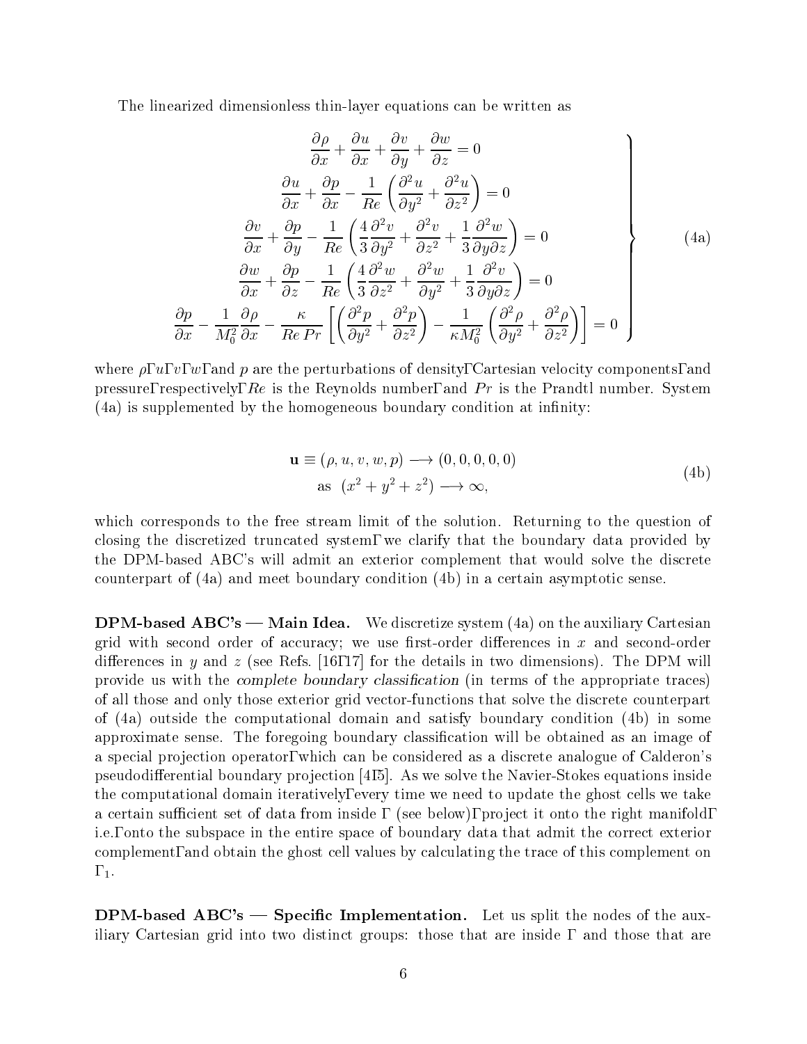The linearized dimensionless thin-layer equations can be written as

$$
\left.
\begin{aligned}
\frac{\partial \rho}{\partial x} + \frac{\partial u}{\partial x} + \frac{\partial v}{\partial y} + \frac{\partial w}{\partial z} &= 0 \\
\frac{\partial u}{\partial x} + \frac{\partial p}{\partial x} - \frac{1}{Re}\left(\frac{\partial^2 u}{\partial y^2} + \frac{\partial^2 u}{\partial z^2}\right) &= 0 \\
\frac{\partial v}{\partial x} + \frac{\partial p}{\partial y} - \frac{1}{Re}\left(\frac{4}{3}\frac{\partial^2 v}{\partial y^2} + \frac{\partial^2 v}{\partial z^2} + \frac{1}{3}\frac{\partial^2 w}{\partial y \partial z}\right) &= 0 \\
\frac{\partial w}{\partial x} + \frac{\partial p}{\partial z} - \frac{1}{Re}\left(\frac{4}{3}\frac{\partial^2 w}{\partial z^2} + \frac{\partial^2 w}{\partial y^2} + \frac{1}{3}\frac{\partial^2 v}{\partial y \partial z}\right) &= 0 \\
\frac{\partial p}{\partial x} - \frac{1}{M_0^2}\frac{\partial \rho}{\partial x} - \frac{\kappa}{Re\,Pr}\left[\left(\frac{\partial^2 p}{\partial y^2} + \frac{\partial^2 p}{\partial z^2}\right) - \frac{1}{\kappa M_0^2}\left(\frac{\partial^2 \rho}{\partial y^2} + \frac{\partial^2 \rho}{\partial z^2}\right)\right] &= 0
\end{aligned}
\right\}
\tag{4a}
$$

where $\rho$, $u$, $v$, $w$, and $p$ are the perturbations of density, Cartesian velocity components, and pressure, respectively, $Re$ is the Reynolds number, and $Pr$ is the Prandtl number. System (4a) is supplemented by the homogeneous boundary condition at infinity:

$$
\begin{aligned}
\mathbf{u} \equiv (\rho, u, v, w, p) &\longrightarrow (0, 0, 0, 0, 0) \\
\text{as } (x^2 + y^2 + z^2) &\longrightarrow \infty,
\end{aligned}
\tag{4b}
$$

which corresponds to the free stream limit of the solution. Returning to the question of closing the discretized truncated system, we clarify that the boundary data provided by the DPM-based ABC's will admit an exterior complement that would solve the discrete counterpart of (4a) and meet boundary condition (4b) in a certain asymptotic sense.

**DPM-based ABC's — Main Idea.** We discretize system (4a) on the auxiliary Cartesian grid with second order of accuracy; we use first-order differences in $x$ and second-order differences in $y$ and $z$ (see Refs. [16, 17] for the details in two dimensions). The DPM will provide us with the *complete boundary classification* (in terms of the appropriate traces) of all those and only those exterior grid vector-functions that solve the discrete counterpart of (4a) outside the computational domain and satisfy boundary condition (4b) in some approximate sense. The foregoing boundary classification will be obtained as an image of a special projection operator, which can be considered as a discrete analogue of Calderon's pseudodifferential boundary projection [4, 5]. As we solve the Navier-Stokes equations inside the computational domain iteratively, every time we need to update the ghost cells we take a certain sufficient set of data from inside $\Gamma$ (see below), project it onto the right manifold, i.e., onto the subspace in the entire space of boundary data that admit the correct exterior complement, and obtain the ghost cell values by calculating the trace of this complement on $\Gamma_1$.

**DPM-based ABC's — Specific Implementation.** Let us split the nodes of the auxiliary Cartesian grid into two distinct groups: those that are inside $\Gamma$ and those that are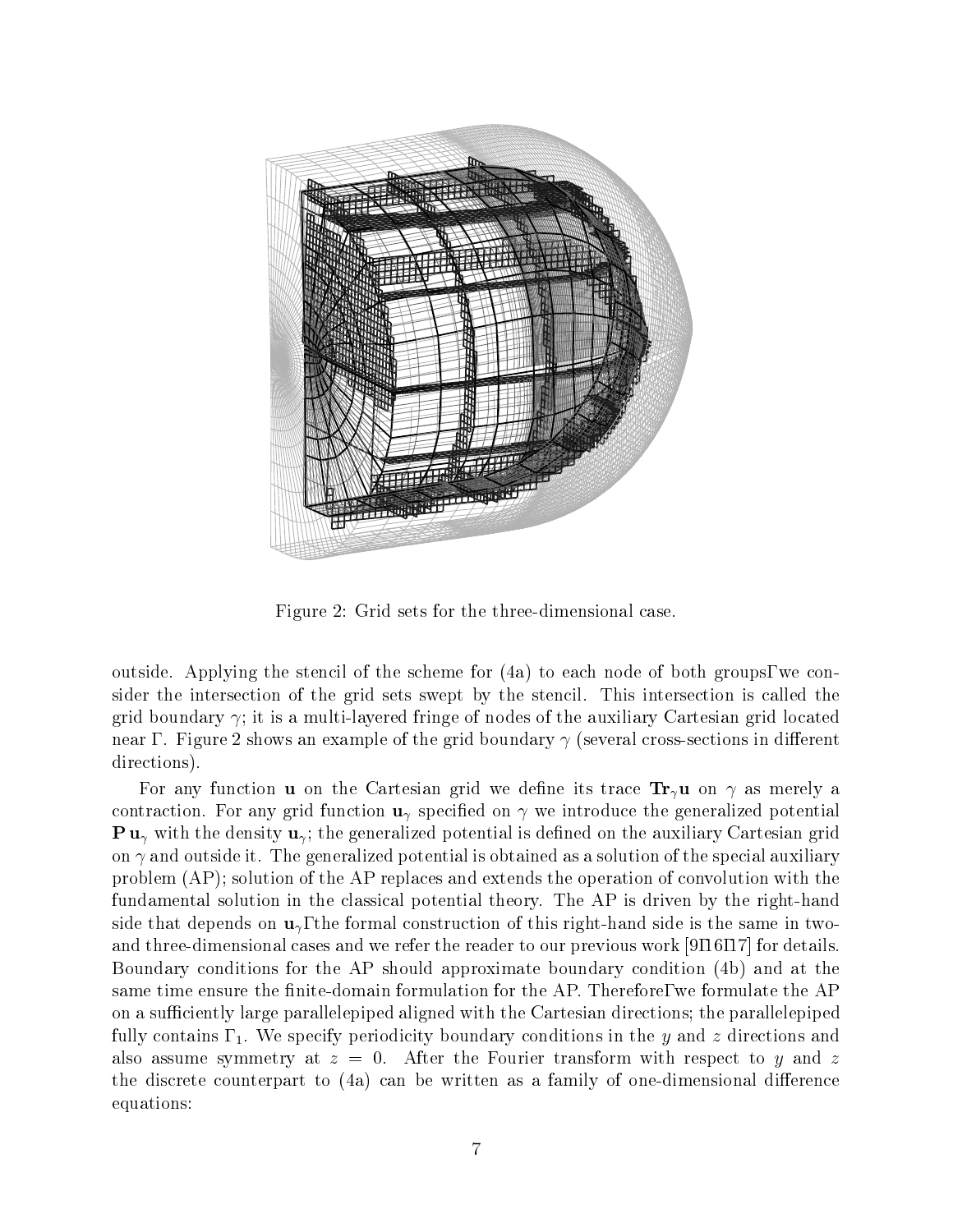Figure 2: Grid sets for the three-dimensional case.

outside. Applying the stencil of the scheme for (4a) to each node of both groups, we consider the intersection of the grid sets swept by the stencil. This intersection is called the grid boundary $\gamma$; it is a multi-layered fringe of nodes of the auxiliary Cartesian grid located near $\Gamma$. Figure 2 shows an example of the grid boundary $\gamma$ (several cross-sections in different directions).

For any function $\mathbf{u}$ on the Cartesian grid we define its trace $\mathbf{Tr}_\gamma \mathbf{u}$ on $\gamma$ as merely a contraction. For any grid function $\mathbf{u}_\gamma$ specified on $\gamma$ we introduce the generalized potential $\mathbf{P}\,\mathbf{u}_\gamma$ with the density $\mathbf{u}_\gamma$; the generalized potential is defined on the auxiliary Cartesian grid on $\gamma$ and outside it. The generalized potential is obtained as a solution of the special auxiliary problem (AP); solution of the AP replaces and extends the operation of convolution with the fundamental solution in the classical potential theory. The AP is driven by the right-hand side that depends on $\mathbf{u}_\gamma$, the formal construction of this right-hand side is the same in two- and three-dimensional cases and we refer the reader to our previous work [9, 16, 17] for details. Boundary conditions for the AP should approximate boundary condition (4b) and at the same time ensure the finite-domain formulation for the AP. Therefore, we formulate the AP on a sufficiently large parallelepiped aligned with the Cartesian directions; the parallelepiped fully contains $\Gamma_1$. We specify periodicity boundary conditions in the $y$ and $z$ directions and also assume symmetry at $z = 0$. After the Fourier transform with respect to $y$ and $z$ the discrete counterpart to (4a) can be written as a family of one-dimensional difference equations: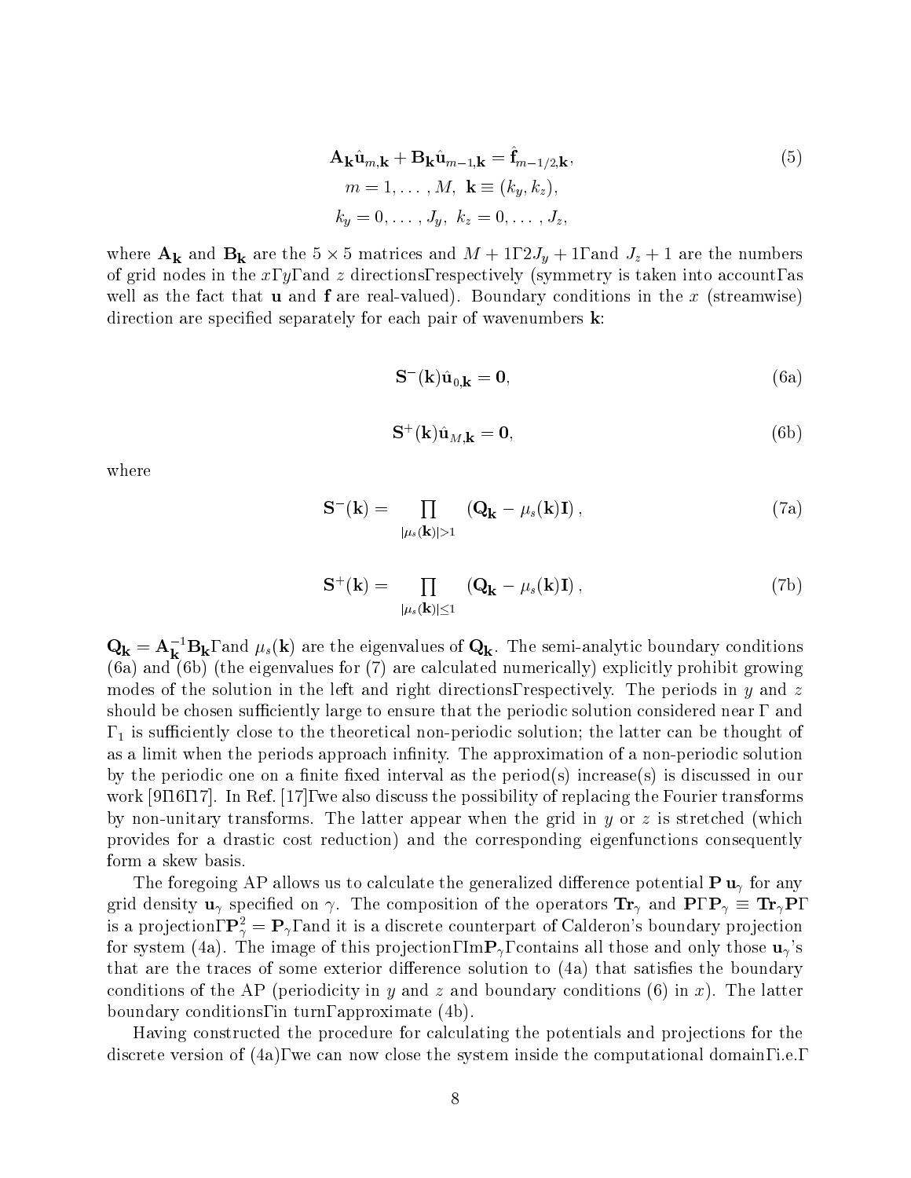$$
\begin{gathered}
\mathbf{A}_{\mathbf{k}}\hat{\mathbf{u}}_{m,\mathbf{k}} + \mathbf{B}_{\mathbf{k}}\hat{\mathbf{u}}_{m-1,\mathbf{k}} = \hat{\mathbf{f}}_{m-1/2,\mathbf{k}}, \\
m = 1, \ldots, M, \;\; \mathbf{k} \equiv (k_y, k_z), \\
k_y = 0, \ldots, J_y, \;\; k_z = 0, \ldots, J_z,
\end{gathered} \tag{5}
$$

where $\mathbf{A}_{\mathbf{k}}$ and $\mathbf{B}_{\mathbf{k}}$ are the $5 \times 5$ matrices and $M+1$, $2J_y+1$, and $J_z+1$ are the numbers of grid nodes in the $x$, $y$, and $z$ directions, respectively (symmetry is taken into account, as well as the fact that $\mathbf{u}$ and $\mathbf{f}$ are real-valued). Boundary conditions in the $x$ (streamwise) direction are specified separately for each pair of wavenumbers $\mathbf{k}$:

$$
\mathbf{S}^{-}(\mathbf{k})\hat{\mathbf{u}}_{0,\mathbf{k}} = \mathbf{0}, \tag{6a}
$$

$$
\mathbf{S}^{+}(\mathbf{k})\hat{\mathbf{u}}_{M,\mathbf{k}} = \mathbf{0}, \tag{6b}
$$

where

$$
\mathbf{S}^{-}(\mathbf{k}) = \prod_{|\mu_s(\mathbf{k})|>1} \left(\mathbf{Q}_{\mathbf{k}} - \mu_s(\mathbf{k})\mathbf{I}\right), \tag{7a}
$$

$$
\mathbf{S}^{+}(\mathbf{k}) = \prod_{|\mu_s(\mathbf{k})|\le 1} \left(\mathbf{Q}_{\mathbf{k}} - \mu_s(\mathbf{k})\mathbf{I}\right), \tag{7b}
$$

$\mathbf{Q}_{\mathbf{k}} = \mathbf{A}_{\mathbf{k}}^{-1}\mathbf{B}_{\mathbf{k}}$, and $\mu_s(\mathbf{k})$ are the eigenvalues of $\mathbf{Q}_{\mathbf{k}}$. The semi-analytic boundary conditions (6a) and (6b) (the eigenvalues for (7) are calculated numerically) explicitly prohibit growing modes of the solution in the left and right directions, respectively. The periods in $y$ and $z$ should be chosen sufficiently large to ensure that the periodic solution considered near $\Gamma$ and $\Gamma_1$ is sufficiently close to the theoretical non-periodic solution; the latter can be thought of as a limit when the periods approach infinity. The approximation of a non-periodic solution by the periodic one on a finite fixed interval as the period(s) increase(s) is discussed in our work [9, 16, 17]. In Ref. [17], we also discuss the possibility of replacing the Fourier transforms by non-unitary transforms. The latter appear when the grid in $y$ or $z$ is stretched (which provides for a drastic cost reduction) and the corresponding eigenfunctions consequently form a skew basis.

The foregoing AP allows us to calculate the generalized difference potential $\mathbf{P}\,\mathbf{u}_\gamma$ for any grid density $\mathbf{u}_\gamma$ specified on $\gamma$. The composition of the operators $\mathbf{Tr}_\gamma$ and $\mathbf{P}$, $\mathbf{P}_\gamma \equiv \mathbf{Tr}_\gamma\mathbf{P}$, is a projection, $\mathbf{P}_\gamma^2 = \mathbf{P}_\gamma$, and it is a discrete counterpart of Calderon's boundary projection for system (4a). The image of this projection, $\mathrm{Im}\mathbf{P}_\gamma$, contains all those and only those $\mathbf{u}_\gamma$'s that are the traces of some exterior difference solution to (4a) that satisfies the boundary conditions of the AP (periodicity in $y$ and $z$ and boundary conditions (6) in $x$). The latter boundary conditions, in turn, approximate (4b).

Having constructed the procedure for calculating the potentials and projections for the discrete version of (4a), we can now close the system inside the computational domain, i.e.,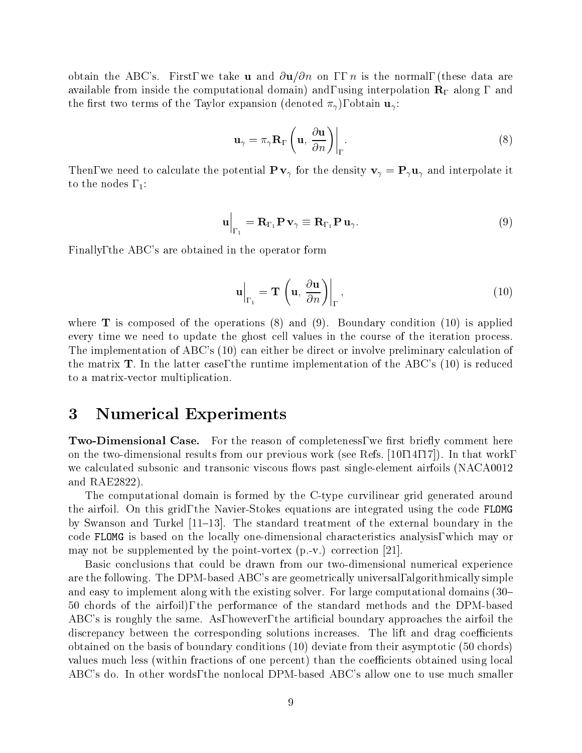obtain the ABC's. First, we take $\mathbf{u}$ and $\partial \mathbf{u}/\partial n$ on $\Gamma$, $n$ is the normal, (these data are available from inside the computational domain) and, using interpolation $\mathbf{R}_\Gamma$ along $\Gamma$ and the first two terms of the Taylor expansion (denoted $\pi_\gamma$), obtain $\mathbf{u}_\gamma$:

$$\mathbf{u}_\gamma = \pi_\gamma \mathbf{R}_\Gamma \left( \mathbf{u},\, \frac{\partial \mathbf{u}}{\partial n} \right)\bigg|_\Gamma . \tag{8}$$

Then, we need to calculate the potential $\mathbf{P}\,\mathbf{v}_\gamma$ for the density $\mathbf{v}_\gamma = \mathbf{P}_\gamma \mathbf{u}_\gamma$ and interpolate it to the nodes $\Gamma_1$:

$$\mathbf{u}\Big|_{\Gamma_1} = \mathbf{R}_{\Gamma_1} \mathbf{P}\,\mathbf{v}_\gamma \equiv \mathbf{R}_{\Gamma_1} \mathbf{P}\,\mathbf{u}_\gamma . \tag{9}$$

Finally, the ABC's are obtained in the operator form

$$\mathbf{u}\Big|_{\Gamma_1} = \mathbf{T} \left( \mathbf{u},\, \frac{\partial \mathbf{u}}{\partial n} \right)\bigg|_\Gamma , \tag{10}$$

where $\mathbf{T}$ is composed of the operations (8) and (9). Boundary condition (10) is applied every time we need to update the ghost cell values in the course of the iteration process. The implementation of ABC's (10) can either be direct or involve preliminary calculation of the matrix $\mathbf{T}$. In the latter case, the runtime implementation of the ABC's (10) is reduced to a matrix-vector multiplication.

# 3 Numerical Experiments

**Two-Dimensional Case.** For the reason of completeness, we first briefly comment here on the two-dimensional results from our previous work (see Refs. [10, 14, 17]). In that work, we calculated subsonic and transonic viscous flows past single-element airfoils (NACA0012 and RAE2822).

The computational domain is formed by the C-type curvilinear grid generated around the airfoil. On this grid, the Navier-Stokes equations are integrated using the code `FLOMG` by Swanson and Turkel [11–13]. The standard treatment of the external boundary in the code `FLOMG` is based on the locally one-dimensional characteristics analysis, which may or may not be supplemented by the point-vortex (p.-v.) correction [21].

Basic conclusions that could be drawn from our two-dimensional numerical experience are the following. The DPM-based ABC's are geometrically universal, algorithmically simple and easy to implement along with the existing solver. For large computational domains (30–50 chords of the airfoil), the performance of the standard methods and the DPM-based ABC's is roughly the same. As, however, the artificial boundary approaches the airfoil the discrepancy between the corresponding solutions increases. The lift and drag coefficients obtained on the basis of boundary conditions (10) deviate from their asymptotic (50 chords) values much less (within fractions of one percent) than the coefficients obtained using local ABC's do. In other words, the nonlocal DPM-based ABC's allow one to use much smaller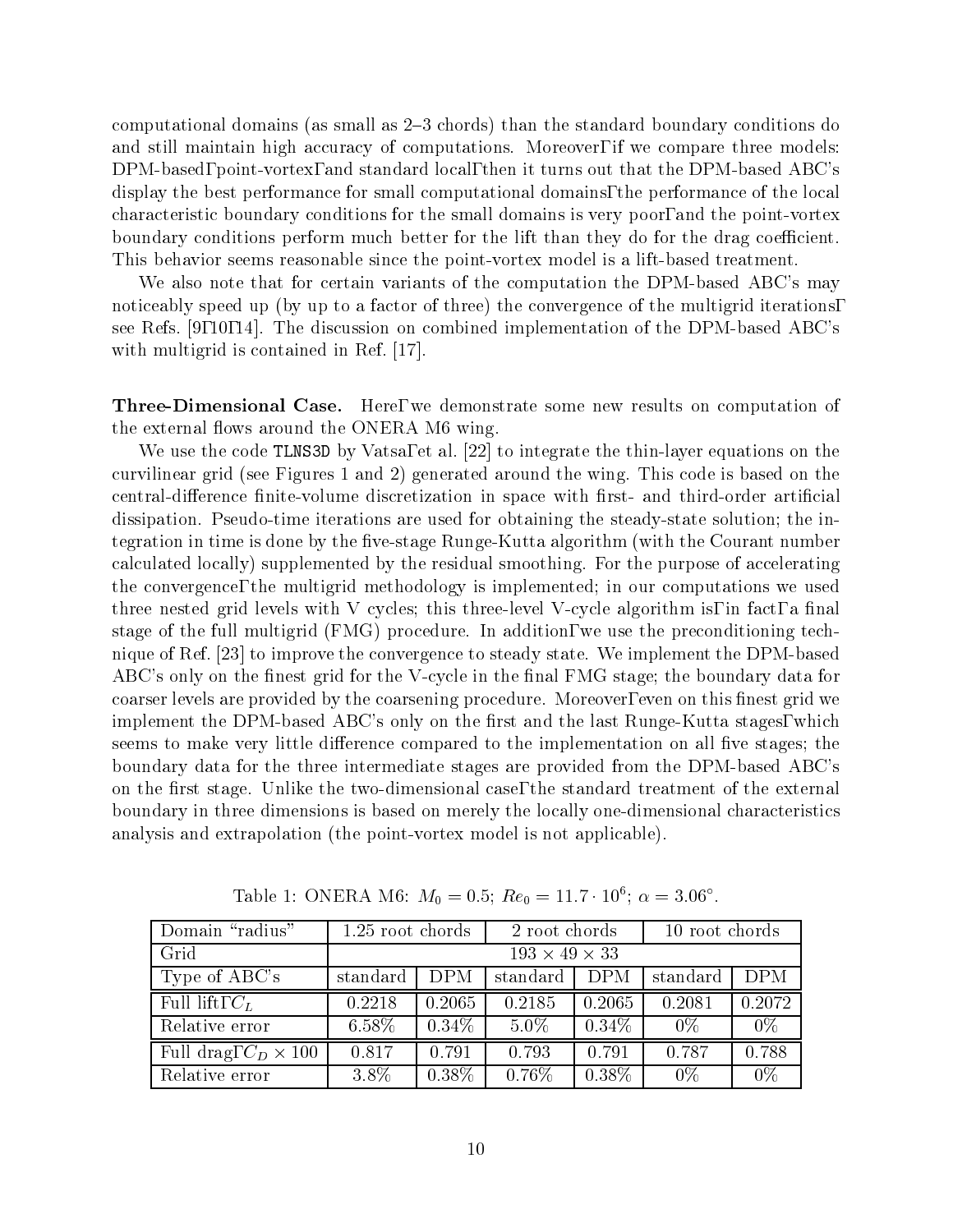computational domains (as small as 2–3 chords) than the standard boundary conditions do and still maintain high accuracy of computations. Moreover, if we compare three models: DPM-based, point-vortex, and standard local, then it turns out that the DPM-based ABC's display the best performance for small computational domains, the performance of the local characteristic boundary conditions for the small domains is very poor, and the point-vortex boundary conditions perform much better for the lift than they do for the drag coefficient. This behavior seems reasonable since the point-vortex model is a lift-based treatment.

We also note that for certain variants of the computation the DPM-based ABC's may noticeably speed up (by up to a factor of three) the convergence of the multigrid iterations, see Refs. [9, 10, 14]. The discussion on combined implementation of the DPM-based ABC's with multigrid is contained in Ref. [17].

**Three-Dimensional Case.** Here, we demonstrate some new results on computation of the external flows around the ONERA M6 wing.

We use the code `TLNS3D` by Vatsa, et al. [22] to integrate the thin-layer equations on the curvilinear grid (see Figures 1 and 2) generated around the wing. This code is based on the central-difference finite-volume discretization in space with first- and third-order artificial dissipation. Pseudo-time iterations are used for obtaining the steady-state solution; the integration in time is done by the five-stage Runge-Kutta algorithm (with the Courant number calculated locally) supplemented by the residual smoothing. For the purpose of accelerating the convergence, the multigrid methodology is implemented; in our computations we used three nested grid levels with V cycles; this three-level V-cycle algorithm is, in fact, a final stage of the full multigrid (FMG) procedure. In addition, we use the preconditioning technique of Ref. [23] to improve the convergence to steady state. We implement the DPM-based ABC's only on the finest grid for the V-cycle in the final FMG stage; the boundary data for coarser levels are provided by the coarsening procedure. Moreover, even on this finest grid we implement the DPM-based ABC's only on the first and the last Runge-Kutta stages, which seems to make very little difference compared to the implementation on all five stages; the boundary data for the three intermediate stages are provided from the DPM-based ABC's on the first stage. Unlike the two-dimensional case, the standard treatment of the external boundary in three dimensions is based on merely the locally one-dimensional characteristics analysis and extrapolation (the point-vortex model is not applicable).

Table 1: ONERA M6: $M_0 = 0.5$; $Re_0 = 11.7 \cdot 10^6$; $\alpha = 3.06°$.

| Domain "radius" | 1.25 root chords | | 2 root chords | | 10 root chords | |
|---|---|---|---|---|---|---|
| Grid | $193 \times 49 \times 33$ | | | | | |
| Type of ABC's | standard | DPM | standard | DPM | standard | DPM |
| Full lift, $C_L$ | 0.2218 | 0.2065 | 0.2185 | 0.2065 | 0.2081 | 0.2072 |
| Relative error | 6.58% | 0.34% | 5.0% | 0.34% | 0% | 0% |
| Full drag, $C_D \times 100$ | 0.817 | 0.791 | 0.793 | 0.791 | 0.787 | 0.788 |
| Relative error | 3.8% | 0.38% | 0.76% | 0.38% | 0% | 0% |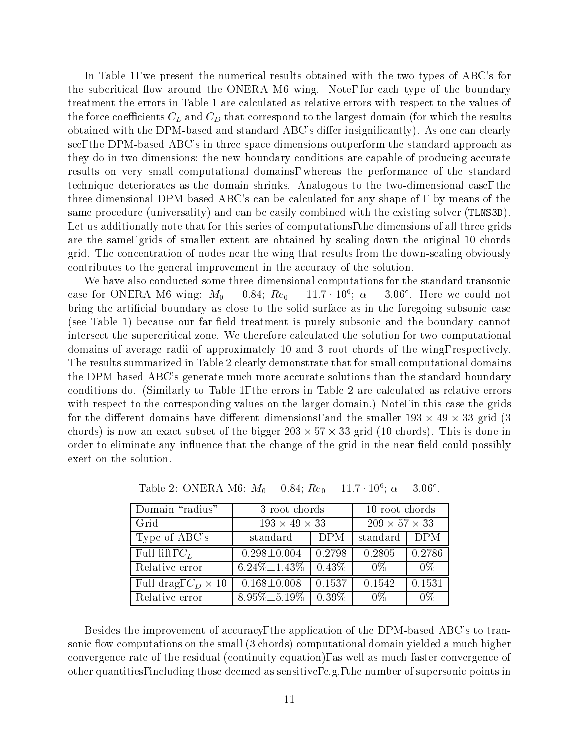In Table 1, we present the numerical results obtained with the two types of ABC's for the subcritical flow around the ONERA M6 wing. Note, for each type of the boundary treatment the errors in Table 1 are calculated as relative errors with respect to the values of the force coefficients $C_L$ and $C_D$ that correspond to the largest domain (for which the results obtained with the DPM-based and standard ABC's differ insignificantly). As one can clearly see, the DPM-based ABC's in three space dimensions outperform the standard approach as they do in two dimensions: the new boundary conditions are capable of producing accurate results on very small computational domains, whereas the performance of the standard technique deteriorates as the domain shrinks. Analogous to the two-dimensional case, the three-dimensional DPM-based ABC's can be calculated for any shape of $\Gamma$ by means of the same procedure (universality) and can be easily combined with the existing solver (TLNS3D). Let us additionally note that for this series of computations, the dimensions of all three grids are the same; grids of smaller extent are obtained by scaling down the original 10 chords grid. The concentration of nodes near the wing that results from the down-scaling obviously contributes to the general improvement in the accuracy of the solution.

We have also conducted some three-dimensional computations for the standard transonic case for ONERA M6 wing: $M_0 = 0.84$; $Re_0 = 11.7 \cdot 10^6$; $\alpha = 3.06°$. Here we could not bring the artificial boundary as close to the solid surface as in the foregoing subsonic case (see Table 1) because our far-field treatment is purely subsonic and the boundary cannot intersect the supercritical zone. We therefore calculated the solution for two computational domains of average radii of approximately 10 and 3 root chords of the wing, respectively. The results summarized in Table 2 clearly demonstrate that for small computational domains the DPM-based ABC's generate much more accurate solutions than the standard boundary conditions do. (Similarly to Table 1, the errors in Table 2 are calculated as relative errors with respect to the corresponding values on the larger domain.) Note, in this case the grids for the different domains have different dimensions, and the smaller $193 \times 49 \times 33$ grid (3 chords) is now an exact subset of the bigger $203 \times 57 \times 33$ grid (10 chords). This is done in order to eliminate any influence that the change of the grid in the near field could possibly exert on the solution.

Table 2: ONERA M6: $M_0 = 0.84$; $Re_0 = 11.7 \cdot 10^6$; $\alpha = 3.06°$.

| Domain "radius" | 3 root chords | | 10 root chords | |
|---|---|---|---|---|
| Grid | $193 \times 49 \times 33$ | | $209 \times 57 \times 33$ | |
| Type of ABC's | standard | DPM | standard | DPM |
| Full lift, $C_L$ | 0.298±0.004 | 0.2798 | 0.2805 | 0.2786 |
| Relative error | 6.24%±1.43% | 0.43% | 0% | 0% |
| Full drag, $C_D \times 10$ | 0.168±0.008 | 0.1537 | 0.1542 | 0.1531 |
| Relative error | 8.95%±5.19% | 0.39% | 0% | 0% |

Besides the improvement of accuracy, the application of the DPM-based ABC's to transonic flow computations on the small (3 chords) computational domain yielded a much higher convergence rate of the residual (continuity equation), as well as much faster convergence of other quantities, including those deemed as sensitive, e.g., the number of supersonic points in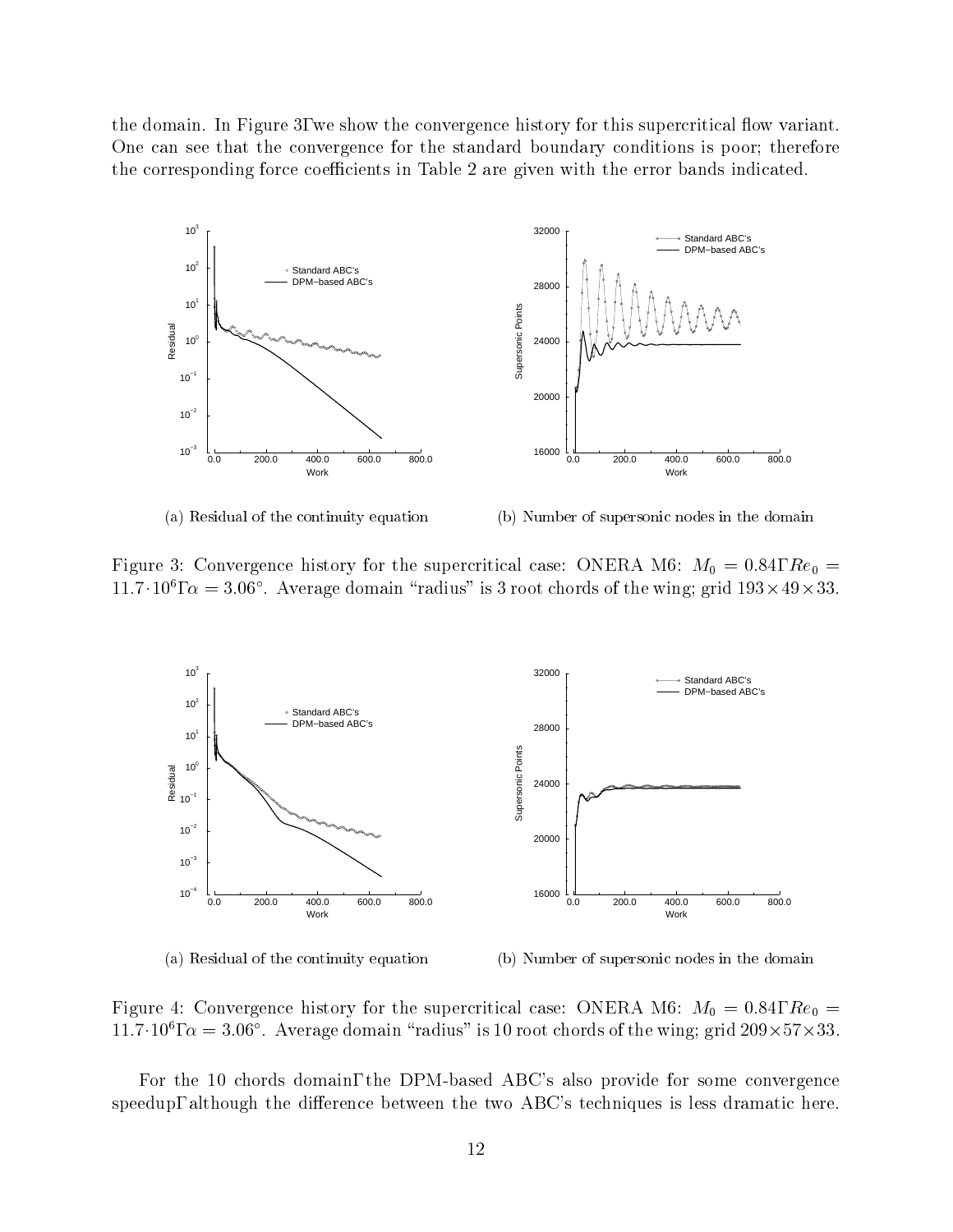the domain. In Figure 3Γwe show the convergence history for this supercritical flow variant. One can see that the convergence for the standard boundary conditions is poor; therefore the corresponding force coefficients in Table 2 are given with the error bands indicated.

(a) Residual of the continuity equation

(b) Number of supersonic nodes in the domain

Figure 3: Convergence history for the supercritical case: ONERA M6: $M_0 = 0.84$Γ$Re_0 = 11.7 \cdot 10^6$Γ$\alpha = 3.06^\circ$. Average domain "radius" is 3 root chords of the wing; grid $193 \times 49 \times 33$.

(a) Residual of the continuity equation

(b) Number of supersonic nodes in the domain

Figure 4: Convergence history for the supercritical case: ONERA M6: $M_0 = 0.84$Γ$Re_0 = 11.7 \cdot 10^6$Γ$\alpha = 3.06^\circ$. Average domain "radius" is 10 root chords of the wing; grid $209 \times 57 \times 33$.

For the 10 chords domainΓthe DPM-based ABC's also provide for some convergence speedupΓalthough the difference between the two ABC's techniques is less dramatic here.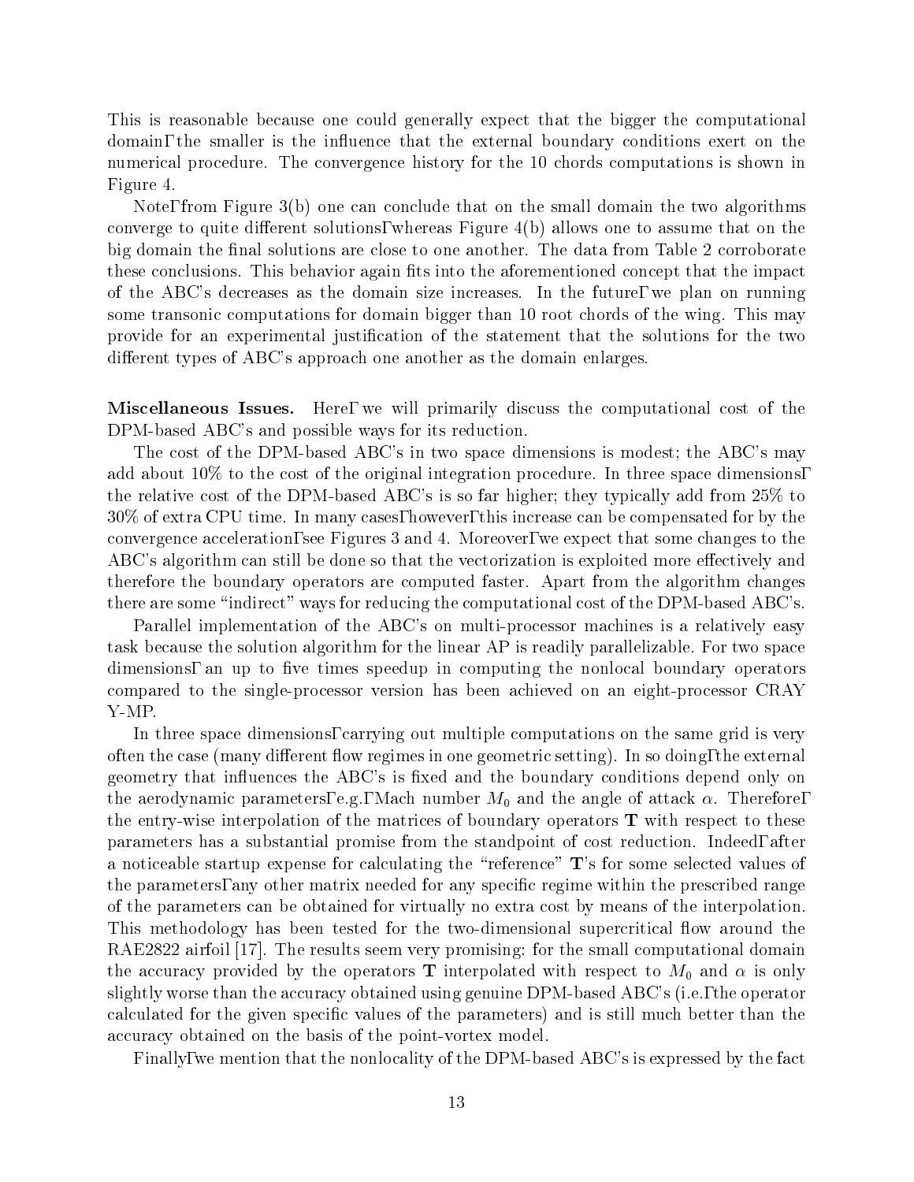This is reasonable because one could generally expect that the bigger the computational domain, the smaller is the influence that the external boundary conditions exert on the numerical procedure. The convergence history for the 10 chords computations is shown in Figure 4.

Note, from Figure 3(b) one can conclude that on the small domain the two algorithms converge to quite different solutions, whereas Figure 4(b) allows one to assume that on the big domain the final solutions are close to one another. The data from Table 2 corroborate these conclusions. This behavior again fits into the aforementioned concept that the impact of the ABC's decreases as the domain size increases. In the future, we plan on running some transonic computations for domain bigger than 10 root chords of the wing. This may provide for an experimental justification of the statement that the solutions for the two different types of ABC's approach one another as the domain enlarges.

**Miscellaneous Issues.** Here, we will primarily discuss the computational cost of the DPM-based ABC's and possible ways for its reduction.

The cost of the DPM-based ABC's in two space dimensions is modest; the ABC's may add about 10% to the cost of the original integration procedure. In three space dimensions, the relative cost of the DPM-based ABC's is so far higher; they typically add from 25% to 30% of extra CPU time. In many cases, however, this increase can be compensated for by the convergence acceleration, see Figures 3 and 4. Moreover, we expect that some changes to the ABC's algorithm can still be done so that the vectorization is exploited more effectively and therefore the boundary operators are computed faster. Apart from the algorithm changes there are some "indirect" ways for reducing the computational cost of the DPM-based ABC's.

Parallel implementation of the ABC's on multi-processor machines is a relatively easy task because the solution algorithm for the linear AP is readily parallelizable. For two space dimensions, an up to five times speedup in computing the nonlocal boundary operators compared to the single-processor version has been achieved on an eight-processor CRAY Y-MP.

In three space dimensions, carrying out multiple computations on the same grid is very often the case (many different flow regimes in one geometric setting). In so doing, the external geometry that influences the ABC's is fixed and the boundary conditions depend only on the aerodynamic parameters, e.g., Mach number $M_0$ and the angle of attack $\alpha$. Therefore, the entry-wise interpolation of the matrices of boundary operators $\mathbf{T}$ with respect to these parameters has a substantial promise from the standpoint of cost reduction. Indeed, after a noticeable startup expense for calculating the "reference" $\mathbf{T}$'s for some selected values of the parameters, any other matrix needed for any specific regime within the prescribed range of the parameters can be obtained for virtually no extra cost by means of the interpolation. This methodology has been tested for the two-dimensional supercritical flow around the RAE2822 airfoil [17]. The results seem very promising: for the small computational domain the accuracy provided by the operators $\mathbf{T}$ interpolated with respect to $M_0$ and $\alpha$ is only slightly worse than the accuracy obtained using genuine DPM-based ABC's (i.e., the operator calculated for the given specific values of the parameters) and is still much better than the accuracy obtained on the basis of the point-vortex model.

Finally, we mention that the nonlocality of the DPM-based ABC's is expressed by the fact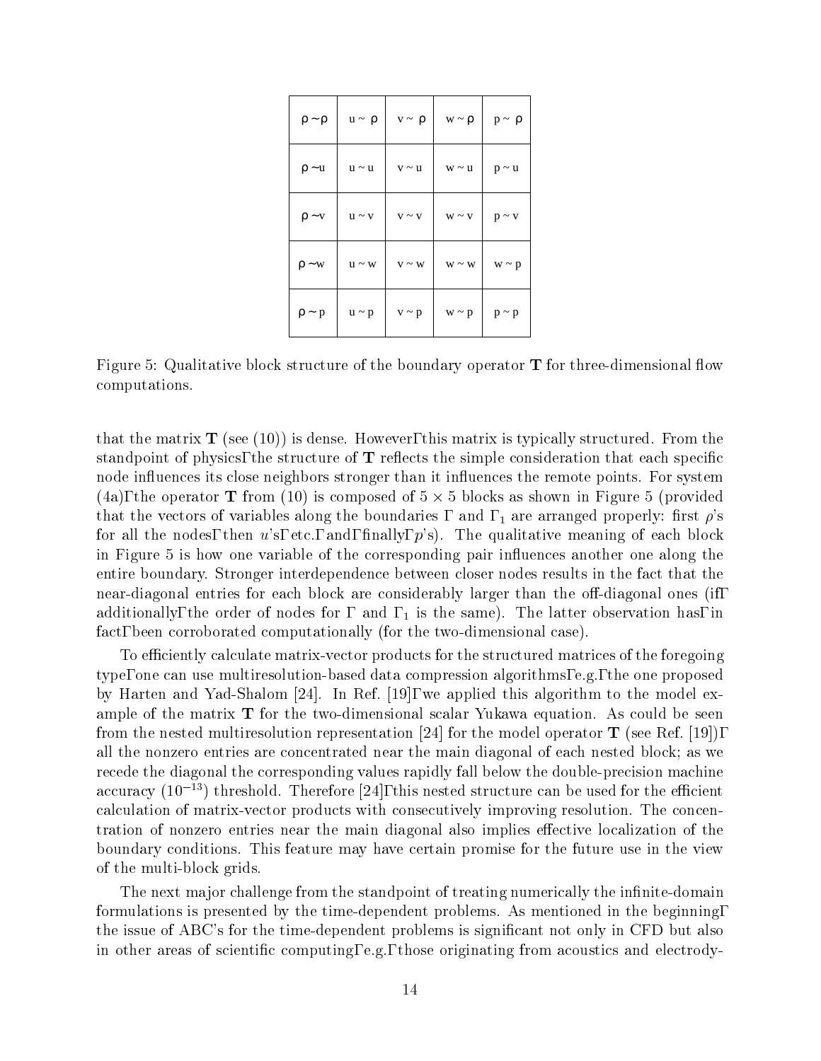| $\rho \sim \rho$ | u ~ $\rho$ | v ~ $\rho$ | w ~ $\rho$ | p ~ $\rho$ |
|---|---|---|---|---|
| $\rho$ ~u | u ~ u | v ~ u | w ~ u | p ~ u |
| $\rho$ ~v | u ~ v | v ~ v | w ~ v | p ~ v |
| $\rho$ ~w | u ~ w | v ~ w | w ~ w | w ~ p |
| $\rho$ ~ p | u ~ p | v ~ p | w ~ p | p ~ p |

Figure 5: Qualitative block structure of the boundary operator **T** for three-dimensional flow computations.

that the matrix **T** (see (10)) is dense. However, this matrix is typically structured. From the standpoint of physics, the structure of **T** reflects the simple consideration that each specific node influences its close neighbors stronger than it influences the remote points. For system (4a), the operator **T** from (10) is composed of $5 \times 5$ blocks as shown in Figure 5 (provided that the vectors of variables along the boundaries $\Gamma$ and $\Gamma_1$ are arranged properly: first $\rho$'s for all the nodes, then $u$'s, etc., and, finally, $p$'s). The qualitative meaning of each block in Figure 5 is how one variable of the corresponding pair influences another one along the entire boundary. Stronger interdependence between closer nodes results in the fact that the near-diagonal entries for each block are considerably larger than the off-diagonal ones (if, additionally, the order of nodes for $\Gamma$ and $\Gamma_1$ is the same). The latter observation has, in fact, been corroborated computationally (for the two-dimensional case).

To efficiently calculate matrix-vector products for the structured matrices of the foregoing type, one can use multiresolution-based data compression algorithms, e.g., the one proposed by Harten and Yad-Shalom [24]. In Ref. [19], we applied this algorithm to the model example of the matrix **T** for the two-dimensional scalar Yukawa equation. As could be seen from the nested multiresolution representation [24] for the model operator **T** (see Ref. [19]), all the nonzero entries are concentrated near the main diagonal of each nested block; as we recede the diagonal the corresponding values rapidly fall below the double-precision machine accuracy ($10^{-13}$) threshold. Therefore [24], this nested structure can be used for the efficient calculation of matrix-vector products with consecutively improving resolution. The concentration of nonzero entries near the main diagonal also implies effective localization of the boundary conditions. This feature may have certain promise for the future use in the view of the multi-block grids.

The next major challenge from the standpoint of treating numerically the infinite-domain formulations is presented by the time-dependent problems. As mentioned in the beginning, the issue of ABC's for the time-dependent problems is significant not only in CFD but also in other areas of scientific computing, e.g., those originating from acoustics and electrody-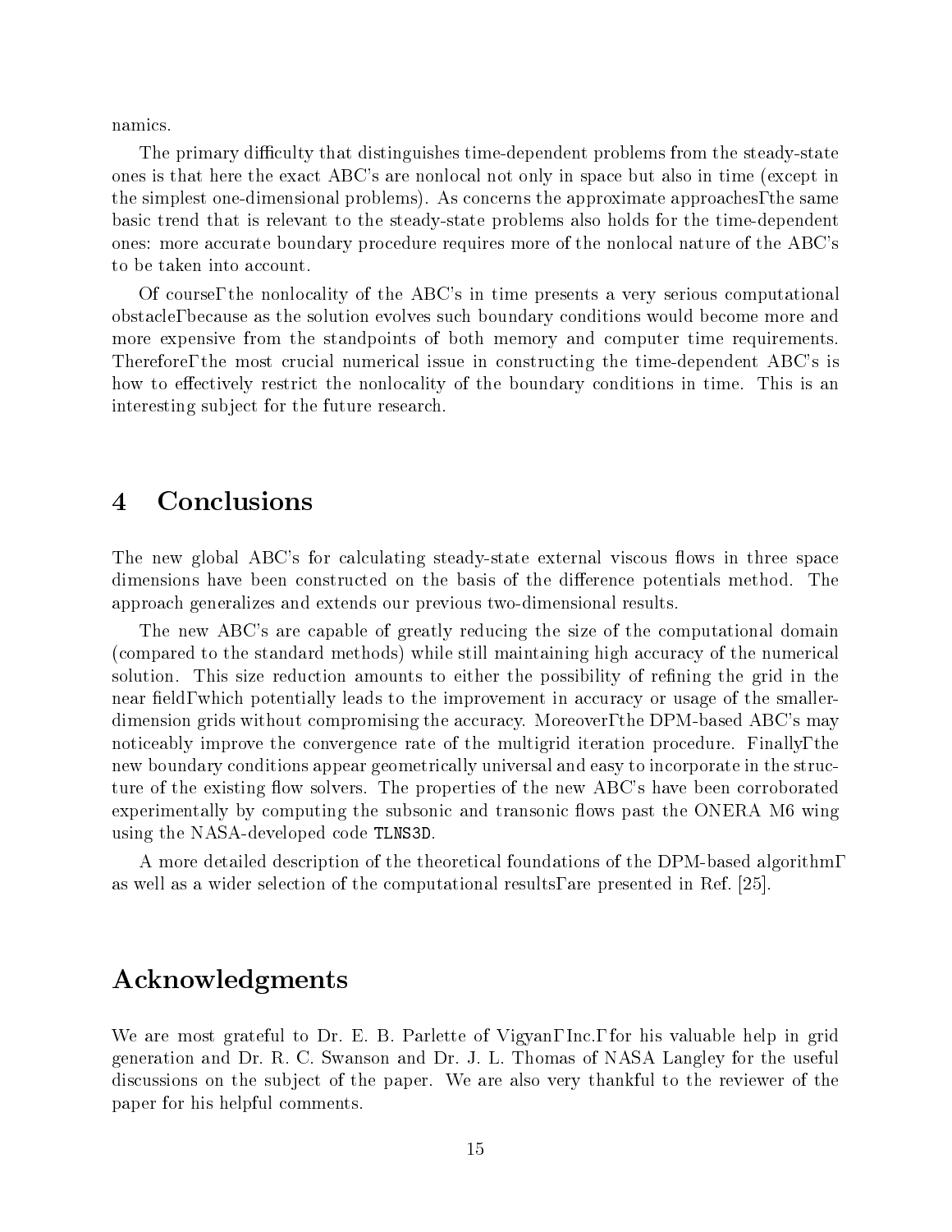namics.

The primary difficulty that distinguishes time-dependent problems from the steady-state ones is that here the exact ABC's are nonlocal not only in space but also in time (except in the simplest one-dimensional problems). As concerns the approximate approaches, the same basic trend that is relevant to the steady-state problems also holds for the time-dependent ones: more accurate boundary procedure requires more of the nonlocal nature of the ABC's to be taken into account.

Of course, the nonlocality of the ABC's in time presents a very serious computational obstacle, because as the solution evolves such boundary conditions would become more and more expensive from the standpoints of both memory and computer time requirements. Therefore, the most crucial numerical issue in constructing the time-dependent ABC's is how to effectively restrict the nonlocality of the boundary conditions in time. This is an interesting subject for the future research.

# 4 Conclusions

The new global ABC's for calculating steady-state external viscous flows in three space dimensions have been constructed on the basis of the difference potentials method. The approach generalizes and extends our previous two-dimensional results.

The new ABC's are capable of greatly reducing the size of the computational domain (compared to the standard methods) while still maintaining high accuracy of the numerical solution. This size reduction amounts to either the possibility of refining the grid in the near field, which potentially leads to the improvement in accuracy or usage of the smaller-dimension grids without compromising the accuracy. Moreover, the DPM-based ABC's may noticeably improve the convergence rate of the multigrid iteration procedure. Finally, the new boundary conditions appear geometrically universal and easy to incorporate in the structure of the existing flow solvers. The properties of the new ABC's have been corroborated experimentally by computing the subsonic and transonic flows past the ONERA M6 wing using the NASA-developed code `TLNS3D`.

A more detailed description of the theoretical foundations of the DPM-based algorithm, as well as a wider selection of the computational results, are presented in Ref. [25].

# Acknowledgments

We are most grateful to Dr. E. B. Parlette of Vigyan, Inc., for his valuable help in grid generation and Dr. R. C. Swanson and Dr. J. L. Thomas of NASA Langley for the useful discussions on the subject of the paper. We are also very thankful to the reviewer of the paper for his helpful comments.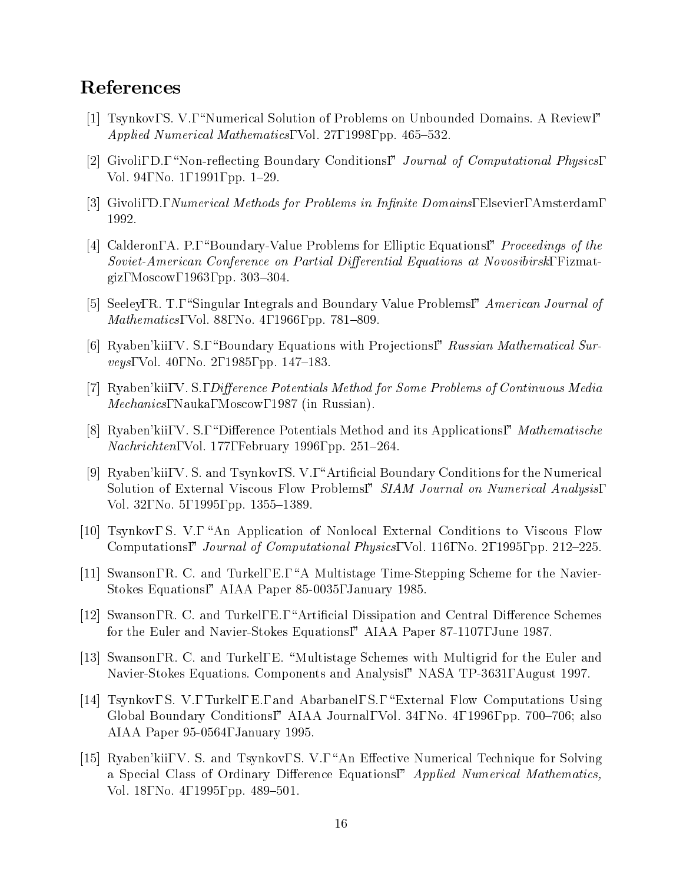## References

[1] Tsynkov, S. V., "Numerical Solution of Problems on Unbounded Domains. A Review," *Applied Numerical Mathematics*, Vol. 27, 1998, pp. 465–532.

[2] Givoli, D., "Non-reflecting Boundary Conditions," *Journal of Computational Physics*, Vol. 94, No. 1, 1991, pp. 1–29.

[3] Givoli, D., *Numerical Methods for Problems in Infinite Domains*, Elsevier, Amsterdam, 1992.

[4] Calderon, A. P., "Boundary-Value Problems for Elliptic Equations," *Proceedings of the Soviet-American Conference on Partial Differential Equations at Novosibirsk*, Fizmatgiz, Moscow, 1963, pp. 303–304.

[5] Seeley, R. T., "Singular Integrals and Boundary Value Problems," *American Journal of Mathematics*, Vol. 88, No. 4, 1966, pp. 781–809.

[6] Ryaben'kii, V. S., "Boundary Equations with Projections," *Russian Mathematical Surveys*, Vol. 40, No. 2, 1985, pp. 147–183.

[7] Ryaben'kii, V. S., *Difference Potentials Method for Some Problems of Continuous Media Mechanics*, Nauka, Moscow, 1987 (in Russian).

[8] Ryaben'kii, V. S., "Difference Potentials Method and its Applications," *Mathematische Nachrichten*, Vol. 177, February 1996, pp. 251–264.

[9] Ryaben'kii, V. S. and Tsynkov, S. V., "Artificial Boundary Conditions for the Numerical Solution of External Viscous Flow Problems," *SIAM Journal on Numerical Analysis*, Vol. 32, No. 5, 1995, pp. 1355–1389.

[10] Tsynkov, S. V., "An Application of Nonlocal External Conditions to Viscous Flow Computations," *Journal of Computational Physics*, Vol. 116, No. 2, 1995, pp. 212–225.

[11] Swanson, R. C. and Turkel, E., "A Multistage Time-Stepping Scheme for the Navier-Stokes Equations," AIAA Paper 85-0035, January 1985.

[12] Swanson, R. C. and Turkel, E., "Artificial Dissipation and Central Difference Schemes for the Euler and Navier-Stokes Equations," AIAA Paper 87-1107, June 1987.

[13] Swanson, R. C. and Turkel, E. "Multistage Schemes with Multigrid for the Euler and Navier-Stokes Equations. Components and Analysis," NASA TP-3631, August 1997.

[14] Tsynkov, S. V., Turkel, E., and Abarbanel, S., "External Flow Computations Using Global Boundary Conditions," AIAA Journal, Vol. 34, No. 4, 1996, pp. 700–706; also AIAA Paper 95-0564, January 1995.

[15] Ryaben'kii, V. S. and Tsynkov, S. V., "An Effective Numerical Technique for Solving a Special Class of Ordinary Difference Equations," *Applied Numerical Mathematics,* Vol. 18, No. 4, 1995, pp. 489–501.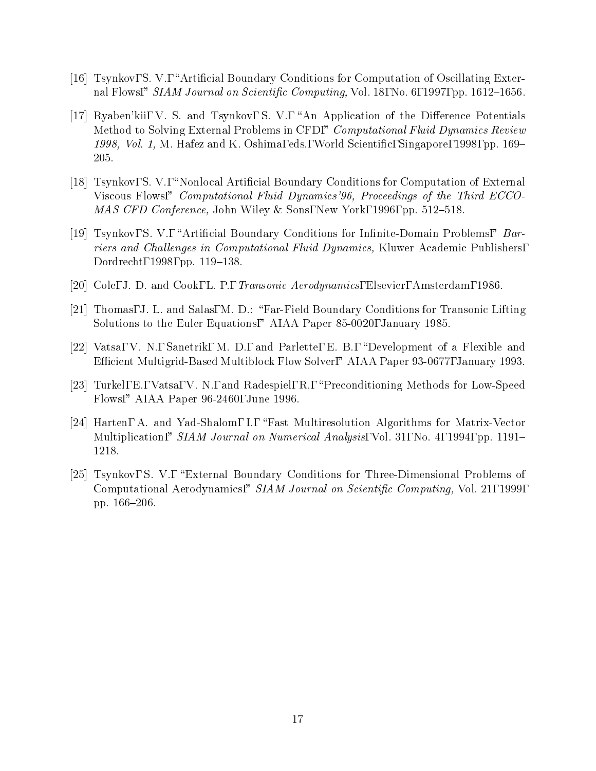[16] Tsynkov, S. V., "Artificial Boundary Conditions for Computation of Oscillating External Flows," *SIAM Journal on Scientific Computing,* Vol. 18, No. 6, 1997, pp. 1612–1656.

[17] Ryaben'kii, V. S. and Tsynkov, S. V., "An Application of the Difference Potentials Method to Solving External Problems in CFD," *Computational Fluid Dynamics Review 1998, Vol. 1,* M. Hafez and K. Oshima, eds., World Scientific, Singapore, 1998, pp. 169–205.

[18] Tsynkov, S. V., "Nonlocal Artificial Boundary Conditions for Computation of External Viscous Flows," *Computational Fluid Dynamics'96, Proceedings of the Third ECCOMAS CFD Conference,* John Wiley & Sons, New York, 1996, pp. 512–518.

[19] Tsynkov, S. V., "Artificial Boundary Conditions for Infinite-Domain Problems," *Barriers and Challenges in Computational Fluid Dynamics,* Kluwer Academic Publishers, Dordrecht, 1998, pp. 119–138.

[20] Cole, J. D. and Cook, L. P., *Transonic Aerodynamics*, Elsevier, Amsterdam, 1986.

[21] Thomas, J. L. and Salas, M. D.: "Far-Field Boundary Conditions for Transonic Lifting Solutions to the Euler Equations," AIAA Paper 85-0020, January 1985.

[22] Vatsa, V. N., Sanetrik, M. D., and Parlette, E. B., "Development of a Flexible and Efficient Multigrid-Based Multiblock Flow Solver," AIAA Paper 93-0677, January 1993.

[23] Turkel, E., Vatsa, V. N., and Radespiel, R., "Preconditioning Methods for Low-Speed Flows," AIAA Paper 96-2460, June 1996.

[24] Harten, A. and Yad-Shalom, I., "Fast Multiresolution Algorithms for Matrix-Vector Multiplication," *SIAM Journal on Numerical Analysis*, Vol. 31, No. 4, 1994, pp. 1191–1218.

[25] Tsynkov, S. V., "External Boundary Conditions for Three-Dimensional Problems of Computational Aerodynamics," *SIAM Journal on Scientific Computing,* Vol. 21, 1999, pp. 166–206.